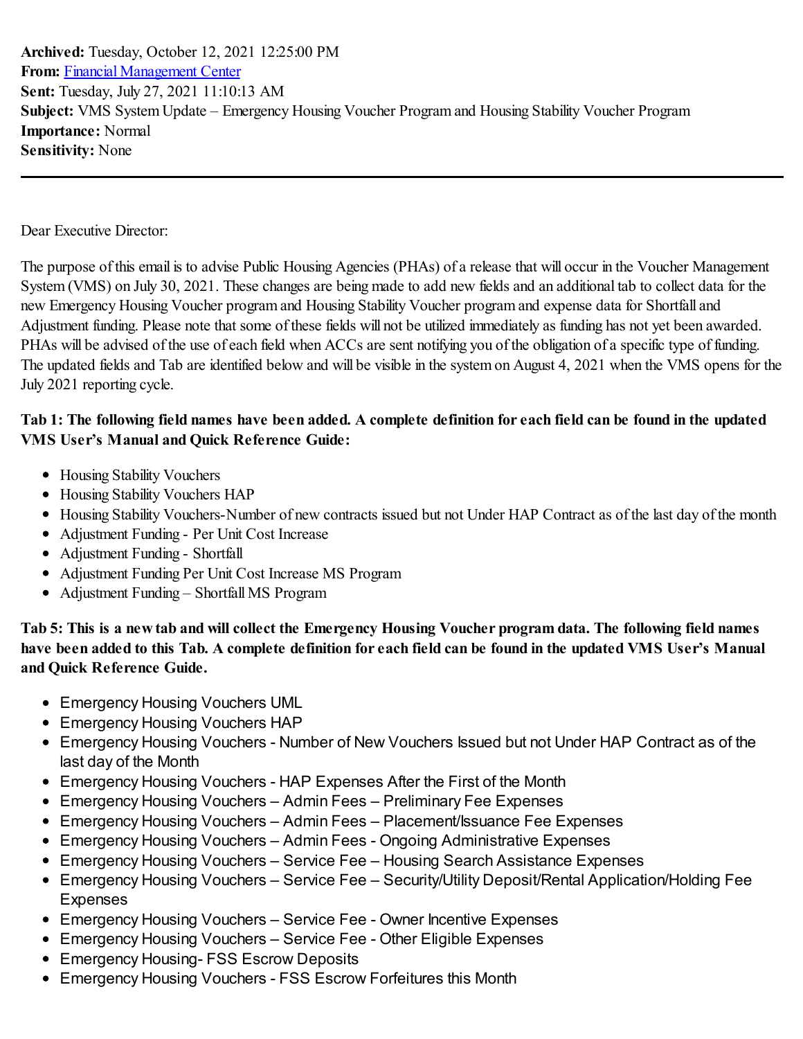**Archived:** Tuesday, October 12, 2021 12:25:00 PM
**From:** Financial Management Center
**Sent:** Tuesday, July 27, 2021 11:10:13 AM
**Subject:** VMS System Update – Emergency Housing Voucher Program and Housing Stability Voucher Program
**Importance:** Normal
**Sensitivity:** None

---

Dear Executive Director:

The purpose of this email is to advise Public Housing Agencies (PHAs) of a release that will occur in the Voucher Management System (VMS) on July 30, 2021. These changes are being made to add new fields and an additional tab to collect data for the new Emergency Housing Voucher program and Housing Stability Voucher program and expense data for Shortfall and Adjustment funding. Please note that some of these fields will not be utilized immediately as funding has not yet been awarded. PHAs will be advised of the use of each field when ACCs are sent notifying you of the obligation of a specific type of funding. The updated fields and Tab are identified below and will be visible in the system on August 4, 2021 when the VMS opens for the July 2021 reporting cycle.

**Tab 1: The following field names have been added. A complete definition for each field can be found in the updated VMS User's Manual and Quick Reference Guide:**

- Housing Stability Vouchers
- Housing Stability Vouchers HAP
- Housing Stability Vouchers-Number of new contracts issued but not Under HAP Contract as of the last day of the month
- Adjustment Funding - Per Unit Cost Increase
- Adjustment Funding - Shortfall
- Adjustment Funding Per Unit Cost Increase MS Program
- Adjustment Funding – Shortfall MS Program

**Tab 5: This is a new tab and will collect the Emergency Housing Voucher program data. The following field names have been added to this Tab. A complete definition for each field can be found in the updated VMS User's Manual and Quick Reference Guide.**

- Emergency Housing Vouchers UML
- Emergency Housing Vouchers HAP
- Emergency Housing Vouchers - Number of New Vouchers Issued but not Under HAP Contract as of the last day of the Month
- Emergency Housing Vouchers - HAP Expenses After the First of the Month
- Emergency Housing Vouchers – Admin Fees – Preliminary Fee Expenses
- Emergency Housing Vouchers – Admin Fees – Placement/Issuance Fee Expenses
- Emergency Housing Vouchers – Admin Fees - Ongoing Administrative Expenses
- Emergency Housing Vouchers – Service Fee – Housing Search Assistance Expenses
- Emergency Housing Vouchers – Service Fee – Security/Utility Deposit/Rental Application/Holding Fee Expenses
- Emergency Housing Vouchers – Service Fee - Owner Incentive Expenses
- Emergency Housing Vouchers – Service Fee - Other Eligible Expenses
- Emergency Housing- FSS Escrow Deposits
- Emergency Housing Vouchers - FSS Escrow Forfeitures this Month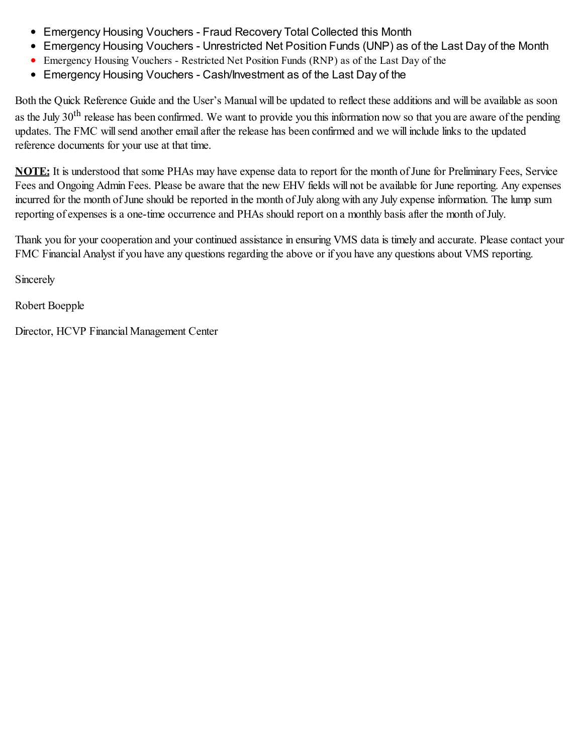- Emergency Housing Vouchers - Fraud Recovery Total Collected this Month
- Emergency Housing Vouchers - Unrestricted Net Position Funds (UNP) as of the Last Day of the Month
- Emergency Housing Vouchers - Restricted Net Position Funds (RNP) as of the Last Day of the
- Emergency Housing Vouchers - Cash/Investment as of the Last Day of the

Both the Quick Reference Guide and the User's Manual will be updated to reflect these additions and will be available as soon as the July 30th release has been confirmed. We want to provide you this information now so that you are aware of the pending updates. The FMC will send another email after the release has been confirmed and we will include links to the updated reference documents for your use at that time.

**NOTE:** It is understood that some PHAs may have expense data to report for the month of June for Preliminary Fees, Service Fees and Ongoing Admin Fees. Please be aware that the new EHV fields will not be available for June reporting. Any expenses incurred for the month of June should be reported in the month of July along with any July expense information. The lump sum reporting of expenses is a one-time occurrence and PHAs should report on a monthly basis after the month of July.

Thank you for your cooperation and your continued assistance in ensuring VMS data is timely and accurate. Please contact your FMC Financial Analyst if you have any questions regarding the above or if you have any questions about VMS reporting.

Sincerely

Robert Boepple

Director, HCVP Financial Management Center